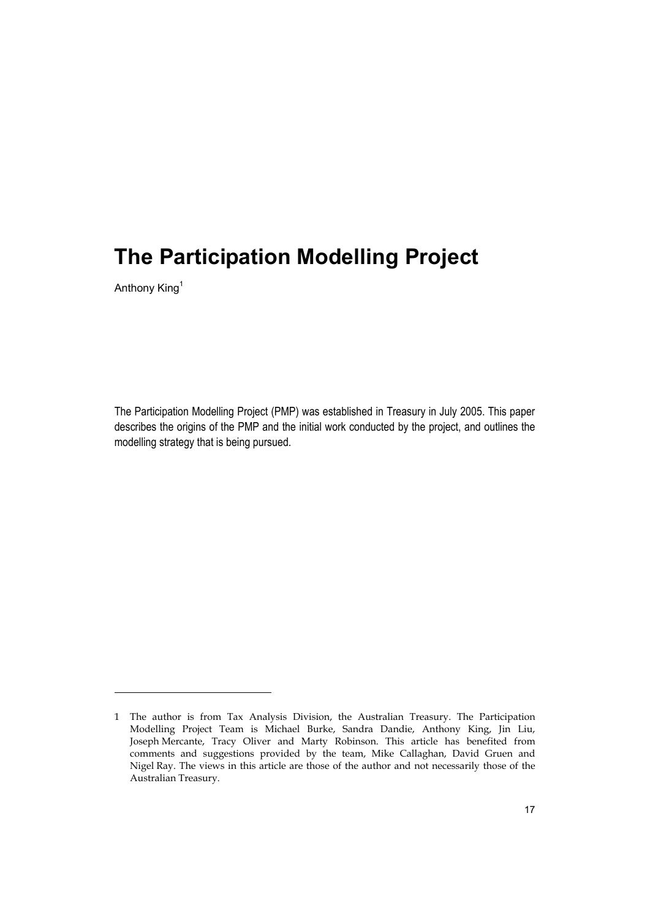# The Participation Modelling Project

Anthony King[1]

The Participation Modelling Project (PMP) was established in Treasury in July 2005. This paper describes the origins of the PMP and the initial work conducted by the project, and outlines the modelling strategy that is being pursued.

---

1 The author is from Tax Analysis Division, the Australian Treasury. The Participation Modelling Project Team is Michael Burke, Sandra Dandie, Anthony King, Jin Liu, Joseph Mercante, Tracy Oliver and Marty Robinson. This article has benefited from comments and suggestions provided by the team, Mike Callaghan, David Gruen and Nigel Ray. The views in this article are those of the author and not necessarily those of the Australian Treasury.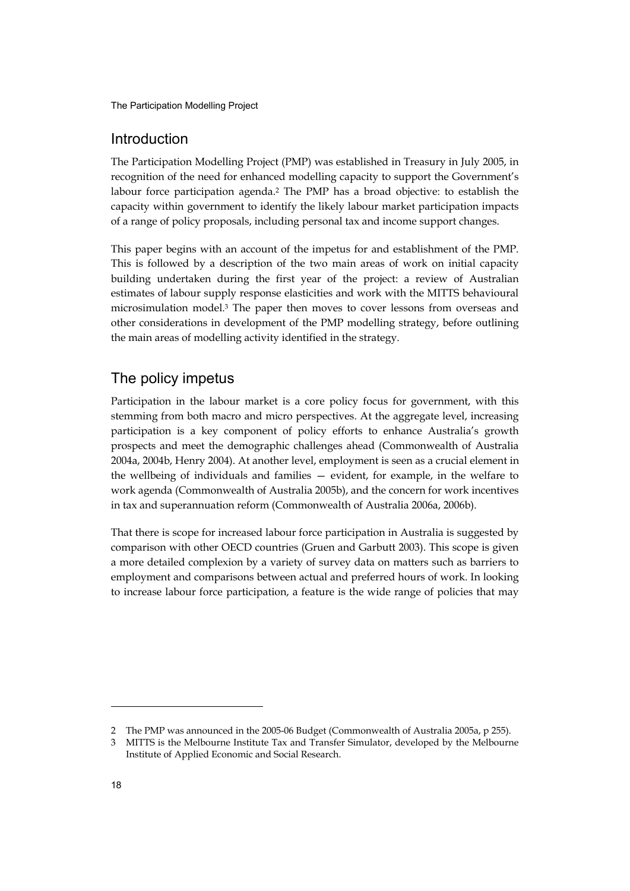## Introduction

The Participation Modelling Project (PMP) was established in Treasury in July 2005, in recognition of the need for enhanced modelling capacity to support the Government's labour force participation agenda.[2] The PMP has a broad objective: to establish the capacity within government to identify the likely labour market participation impacts of a range of policy proposals, including personal tax and income support changes.

This paper begins with an account of the impetus for and establishment of the PMP. This is followed by a description of the two main areas of work on initial capacity building undertaken during the first year of the project: a review of Australian estimates of labour supply response elasticities and work with the MITTS behavioural microsimulation model.[3] The paper then moves to cover lessons from overseas and other considerations in development of the PMP modelling strategy, before outlining the main areas of modelling activity identified in the strategy.

## The policy impetus

Participation in the labour market is a core policy focus for government, with this stemming from both macro and micro perspectives. At the aggregate level, increasing participation is a key component of policy efforts to enhance Australia's growth prospects and meet the demographic challenges ahead (Commonwealth of Australia 2004a, 2004b, Henry 2004). At another level, employment is seen as a crucial element in the wellbeing of individuals and families — evident, for example, in the welfare to work agenda (Commonwealth of Australia 2005b), and the concern for work incentives in tax and superannuation reform (Commonwealth of Australia 2006a, 2006b).

That there is scope for increased labour force participation in Australia is suggested by comparison with other OECD countries (Gruen and Garbutt 2003). This scope is given a more detailed complexion by a variety of survey data on matters such as barriers to employment and comparisons between actual and preferred hours of work. In looking to increase labour force participation, a feature is the wide range of policies that may

---

2 The PMP was announced in the 2005-06 Budget (Commonwealth of Australia 2005a, p 255).

3 MITTS is the Melbourne Institute Tax and Transfer Simulator, developed by the Melbourne Institute of Applied Economic and Social Research.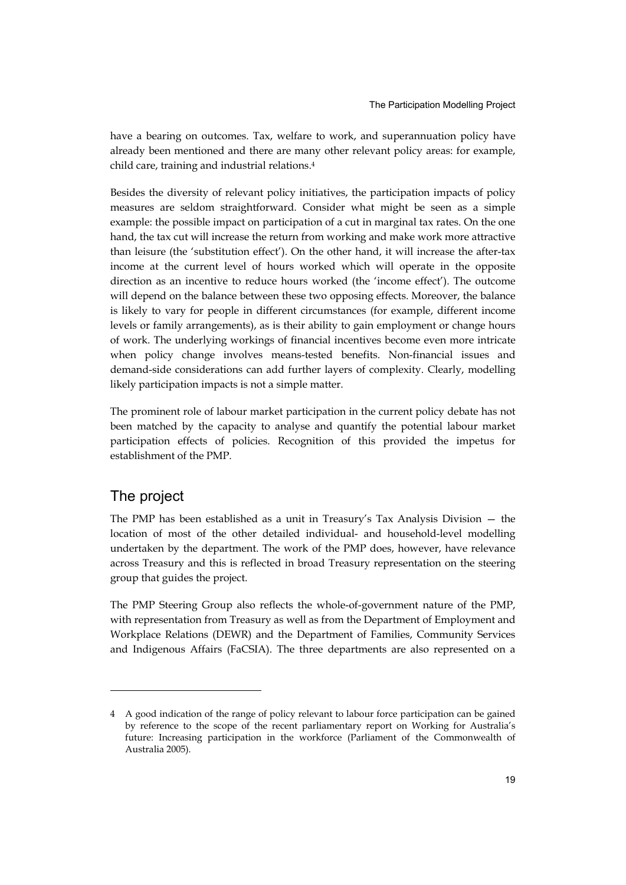have a bearing on outcomes. Tax, welfare to work, and superannuation policy have already been mentioned and there are many other relevant policy areas: for example, child care, training and industrial relations.[4]

Besides the diversity of relevant policy initiatives, the participation impacts of policy measures are seldom straightforward. Consider what might be seen as a simple example: the possible impact on participation of a cut in marginal tax rates. On the one hand, the tax cut will increase the return from working and make work more attractive than leisure (the 'substitution effect'). On the other hand, it will increase the after-tax income at the current level of hours worked which will operate in the opposite direction as an incentive to reduce hours worked (the 'income effect'). The outcome will depend on the balance between these two opposing effects. Moreover, the balance is likely to vary for people in different circumstances (for example, different income levels or family arrangements), as is their ability to gain employment or change hours of work. The underlying workings of financial incentives become even more intricate when policy change involves means-tested benefits. Non-financial issues and demand-side considerations can add further layers of complexity. Clearly, modelling likely participation impacts is not a simple matter.

The prominent role of labour market participation in the current policy debate has not been matched by the capacity to analyse and quantify the potential labour market participation effects of policies. Recognition of this provided the impetus for establishment of the PMP.

## The project

The PMP has been established as a unit in Treasury's Tax Analysis Division — the location of most of the other detailed individual- and household-level modelling undertaken by the department. The work of the PMP does, however, have relevance across Treasury and this is reflected in broad Treasury representation on the steering group that guides the project.

The PMP Steering Group also reflects the whole-of-government nature of the PMP, with representation from Treasury as well as from the Department of Employment and Workplace Relations (DEWR) and the Department of Families, Community Services and Indigenous Affairs (FaCSIA). The three departments are also represented on a

---

4 A good indication of the range of policy relevant to labour force participation can be gained by reference to the scope of the recent parliamentary report on Working for Australia's future: Increasing participation in the workforce (Parliament of the Commonwealth of Australia 2005).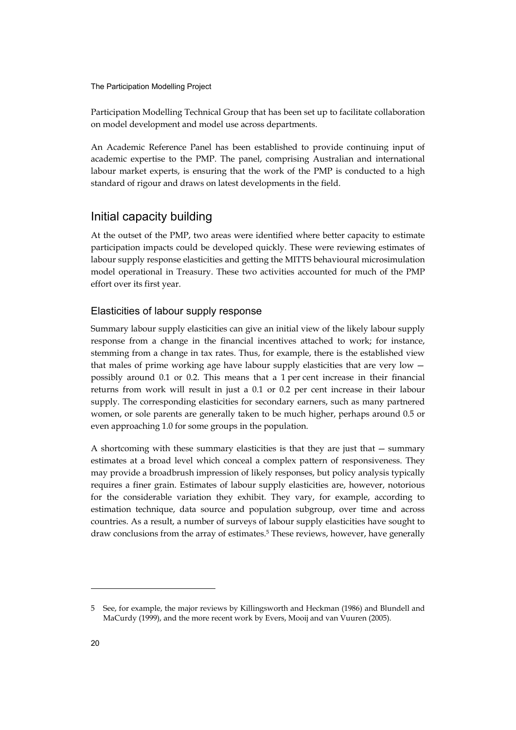Participation Modelling Technical Group that has been set up to facilitate collaboration on model development and model use across departments.

An Academic Reference Panel has been established to provide continuing input of academic expertise to the PMP. The panel, comprising Australian and international labour market experts, is ensuring that the work of the PMP is conducted to a high standard of rigour and draws on latest developments in the field.

## Initial capacity building

At the outset of the PMP, two areas were identified where better capacity to estimate participation impacts could be developed quickly. These were reviewing estimates of labour supply response elasticities and getting the MITTS behavioural microsimulation model operational in Treasury. These two activities accounted for much of the PMP effort over its first year.

### Elasticities of labour supply response

Summary labour supply elasticities can give an initial view of the likely labour supply response from a change in the financial incentives attached to work; for instance, stemming from a change in tax rates. Thus, for example, there is the established view that males of prime working age have labour supply elasticities that are very low — possibly around 0.1 or 0.2. This means that a 1 per cent increase in their financial returns from work will result in just a 0.1 or 0.2 per cent increase in their labour supply. The corresponding elasticities for secondary earners, such as many partnered women, or sole parents are generally taken to be much higher, perhaps around 0.5 or even approaching 1.0 for some groups in the population.

A shortcoming with these summary elasticities is that they are just that — summary estimates at a broad level which conceal a complex pattern of responsiveness. They may provide a broadbrush impression of likely responses, but policy analysis typically requires a finer grain. Estimates of labour supply elasticities are, however, notorious for the considerable variation they exhibit. They vary, for example, according to estimation technique, data source and population subgroup, over time and across countries. As a result, a number of surveys of labour supply elasticities have sought to draw conclusions from the array of estimates.[5] These reviews, however, have generally

---

5 See, for example, the major reviews by Killingsworth and Heckman (1986) and Blundell and MaCurdy (1999), and the more recent work by Evers, Mooij and van Vuuren (2005).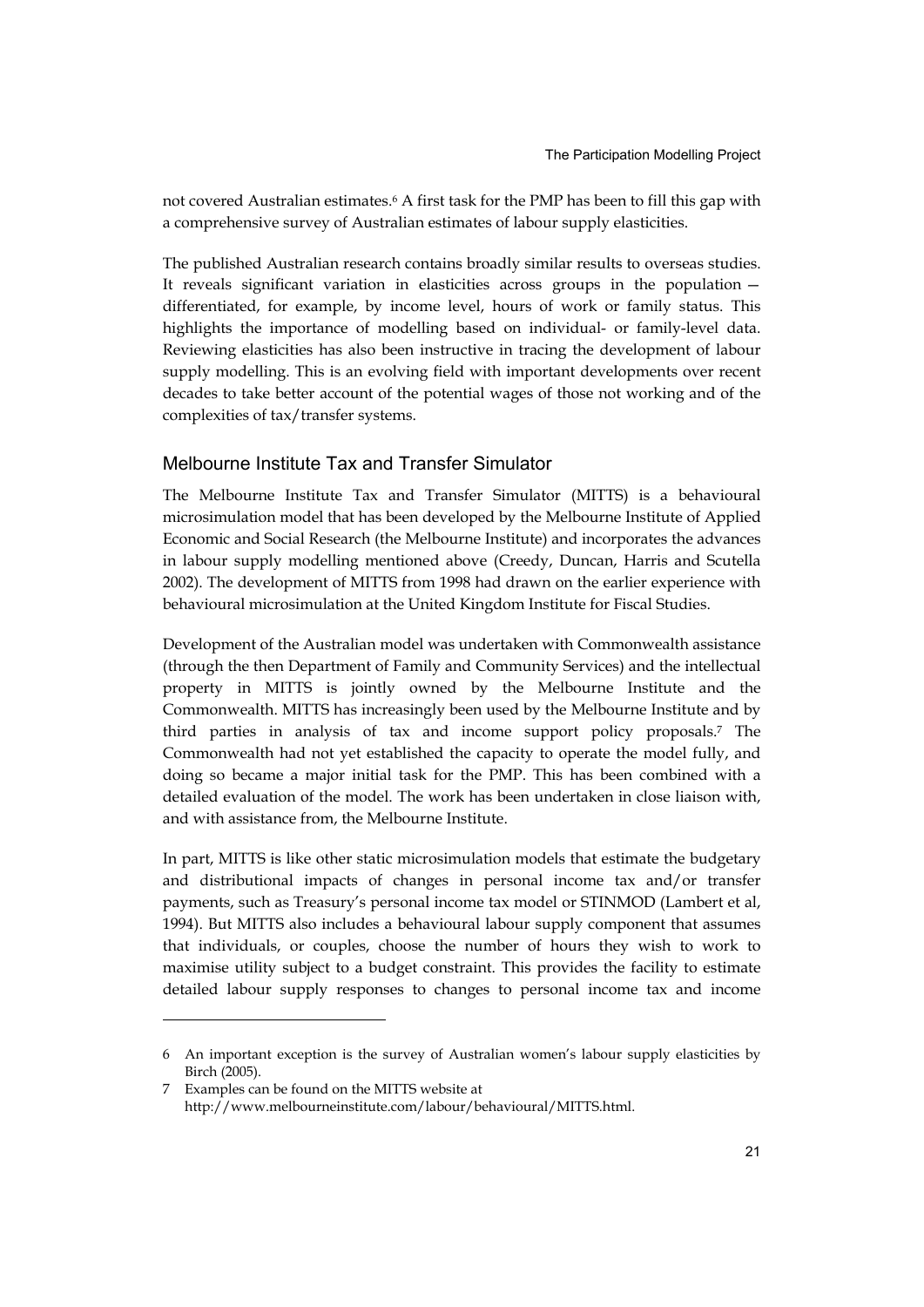not covered Australian estimates.[6] A first task for the PMP has been to fill this gap with a comprehensive survey of Australian estimates of labour supply elasticities.

The published Australian research contains broadly similar results to overseas studies. It reveals significant variation in elasticities across groups in the population — differentiated, for example, by income level, hours of work or family status. This highlights the importance of modelling based on individual- or family-level data. Reviewing elasticities has also been instructive in tracing the development of labour supply modelling. This is an evolving field with important developments over recent decades to take better account of the potential wages of those not working and of the complexities of tax/transfer systems.

## Melbourne Institute Tax and Transfer Simulator

The Melbourne Institute Tax and Transfer Simulator (MITTS) is a behavioural microsimulation model that has been developed by the Melbourne Institute of Applied Economic and Social Research (the Melbourne Institute) and incorporates the advances in labour supply modelling mentioned above (Creedy, Duncan, Harris and Scutella 2002). The development of MITTS from 1998 had drawn on the earlier experience with behavioural microsimulation at the United Kingdom Institute for Fiscal Studies.

Development of the Australian model was undertaken with Commonwealth assistance (through the then Department of Family and Community Services) and the intellectual property in MITTS is jointly owned by the Melbourne Institute and the Commonwealth. MITTS has increasingly been used by the Melbourne Institute and by third parties in analysis of tax and income support policy proposals.[7] The Commonwealth had not yet established the capacity to operate the model fully, and doing so became a major initial task for the PMP. This has been combined with a detailed evaluation of the model. The work has been undertaken in close liaison with, and with assistance from, the Melbourne Institute.

In part, MITTS is like other static microsimulation models that estimate the budgetary and distributional impacts of changes in personal income tax and/or transfer payments, such as Treasury's personal income tax model or STINMOD (Lambert et al, 1994). But MITTS also includes a behavioural labour supply component that assumes that individuals, or couples, choose the number of hours they wish to work to maximise utility subject to a budget constraint. This provides the facility to estimate detailed labour supply responses to changes to personal income tax and income

---

6 An important exception is the survey of Australian women's labour supply elasticities by Birch (2005).

7 Examples can be found on the MITTS website at http://www.melbourneinstitute.com/labour/behavioural/MITTS.html.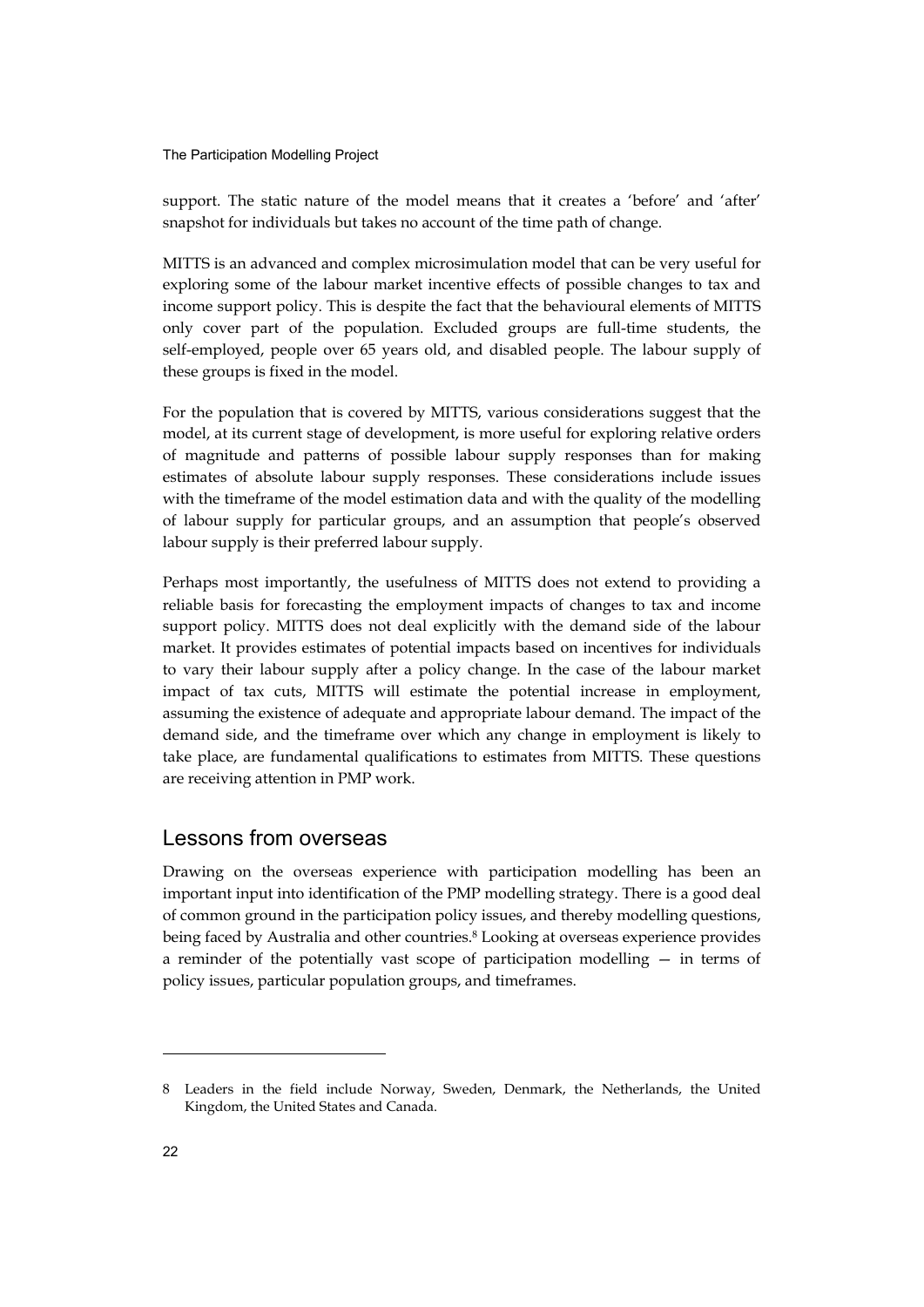support. The static nature of the model means that it creates a 'before' and 'after' snapshot for individuals but takes no account of the time path of change.

MITTS is an advanced and complex microsimulation model that can be very useful for exploring some of the labour market incentive effects of possible changes to tax and income support policy. This is despite the fact that the behavioural elements of MITTS only cover part of the population. Excluded groups are full-time students, the self-employed, people over 65 years old, and disabled people. The labour supply of these groups is fixed in the model.

For the population that is covered by MITTS, various considerations suggest that the model, at its current stage of development, is more useful for exploring relative orders of magnitude and patterns of possible labour supply responses than for making estimates of absolute labour supply responses. These considerations include issues with the timeframe of the model estimation data and with the quality of the modelling of labour supply for particular groups, and an assumption that people's observed labour supply is their preferred labour supply.

Perhaps most importantly, the usefulness of MITTS does not extend to providing a reliable basis for forecasting the employment impacts of changes to tax and income support policy. MITTS does not deal explicitly with the demand side of the labour market. It provides estimates of potential impacts based on incentives for individuals to vary their labour supply after a policy change. In the case of the labour market impact of tax cuts, MITTS will estimate the potential increase in employment, assuming the existence of adequate and appropriate labour demand. The impact of the demand side, and the timeframe over which any change in employment is likely to take place, are fundamental qualifications to estimates from MITTS. These questions are receiving attention in PMP work.

## Lessons from overseas

Drawing on the overseas experience with participation modelling has been an important input into identification of the PMP modelling strategy. There is a good deal of common ground in the participation policy issues, and thereby modelling questions, being faced by Australia and other countries.[8] Looking at overseas experience provides a reminder of the potentially vast scope of participation modelling — in terms of policy issues, particular population groups, and timeframes.

---

8 Leaders in the field include Norway, Sweden, Denmark, the Netherlands, the United Kingdom, the United States and Canada.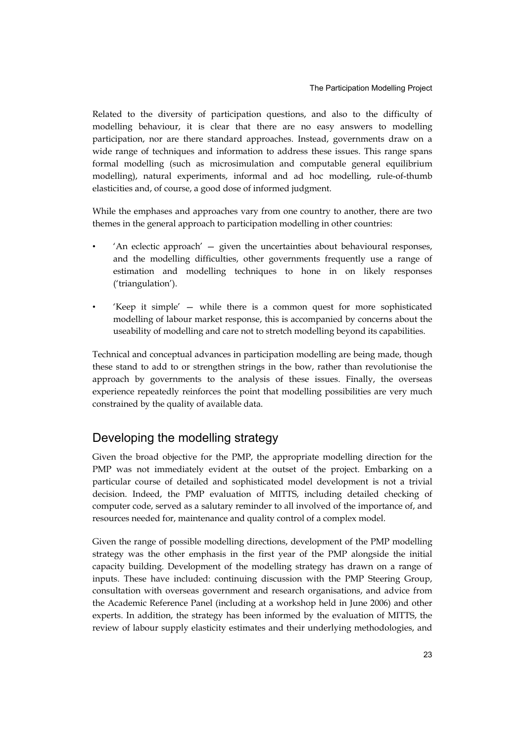Related to the diversity of participation questions, and also to the difficulty of modelling behaviour, it is clear that there are no easy answers to modelling participation, nor are there standard approaches. Instead, governments draw on a wide range of techniques and information to address these issues. This range spans formal modelling (such as microsimulation and computable general equilibrium modelling), natural experiments, informal and ad hoc modelling, rule-of-thumb elasticities and, of course, a good dose of informed judgment.

While the emphases and approaches vary from one country to another, there are two themes in the general approach to participation modelling in other countries:

- 'An eclectic approach' — given the uncertainties about behavioural responses, and the modelling difficulties, other governments frequently use a range of estimation and modelling techniques to hone in on likely responses ('triangulation').
- 'Keep it simple' — while there is a common quest for more sophisticated modelling of labour market response, this is accompanied by concerns about the useability of modelling and care not to stretch modelling beyond its capabilities.

Technical and conceptual advances in participation modelling are being made, though these stand to add to or strengthen strings in the bow, rather than revolutionise the approach by governments to the analysis of these issues. Finally, the overseas experience repeatedly reinforces the point that modelling possibilities are very much constrained by the quality of available data.

## Developing the modelling strategy

Given the broad objective for the PMP, the appropriate modelling direction for the PMP was not immediately evident at the outset of the project. Embarking on a particular course of detailed and sophisticated model development is not a trivial decision. Indeed, the PMP evaluation of MITTS, including detailed checking of computer code, served as a salutary reminder to all involved of the importance of, and resources needed for, maintenance and quality control of a complex model.

Given the range of possible modelling directions, development of the PMP modelling strategy was the other emphasis in the first year of the PMP alongside the initial capacity building. Development of the modelling strategy has drawn on a range of inputs. These have included: continuing discussion with the PMP Steering Group, consultation with overseas government and research organisations, and advice from the Academic Reference Panel (including at a workshop held in June 2006) and other experts. In addition, the strategy has been informed by the evaluation of MITTS, the review of labour supply elasticity estimates and their underlying methodologies, and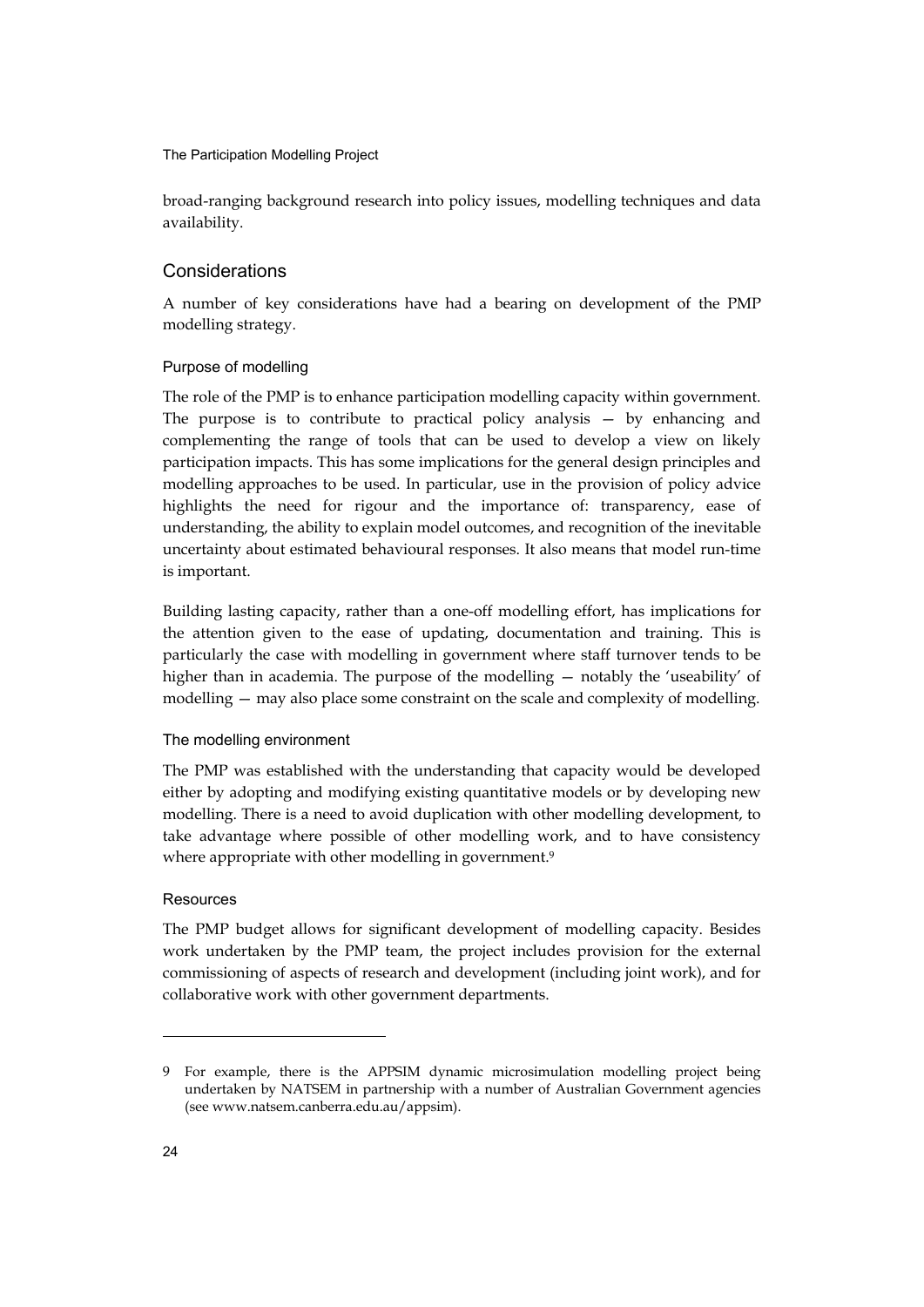broad-ranging background research into policy issues, modelling techniques and data availability.

## Considerations

A number of key considerations have had a bearing on development of the PMP modelling strategy.

### Purpose of modelling

The role of the PMP is to enhance participation modelling capacity within government. The purpose is to contribute to practical policy analysis — by enhancing and complementing the range of tools that can be used to develop a view on likely participation impacts. This has some implications for the general design principles and modelling approaches to be used. In particular, use in the provision of policy advice highlights the need for rigour and the importance of: transparency, ease of understanding, the ability to explain model outcomes, and recognition of the inevitable uncertainty about estimated behavioural responses. It also means that model run-time is important.

Building lasting capacity, rather than a one-off modelling effort, has implications for the attention given to the ease of updating, documentation and training. This is particularly the case with modelling in government where staff turnover tends to be higher than in academia. The purpose of the modelling — notably the 'useability' of modelling — may also place some constraint on the scale and complexity of modelling.

### The modelling environment

The PMP was established with the understanding that capacity would be developed either by adopting and modifying existing quantitative models or by developing new modelling. There is a need to avoid duplication with other modelling development, to take advantage where possible of other modelling work, and to have consistency where appropriate with other modelling in government.[9]

### Resources

The PMP budget allows for significant development of modelling capacity. Besides work undertaken by the PMP team, the project includes provision for the external commissioning of aspects of research and development (including joint work), and for collaborative work with other government departments.

---

9 For example, there is the APPSIM dynamic microsimulation modelling project being undertaken by NATSEM in partnership with a number of Australian Government agencies (see www.natsem.canberra.edu.au/appsim).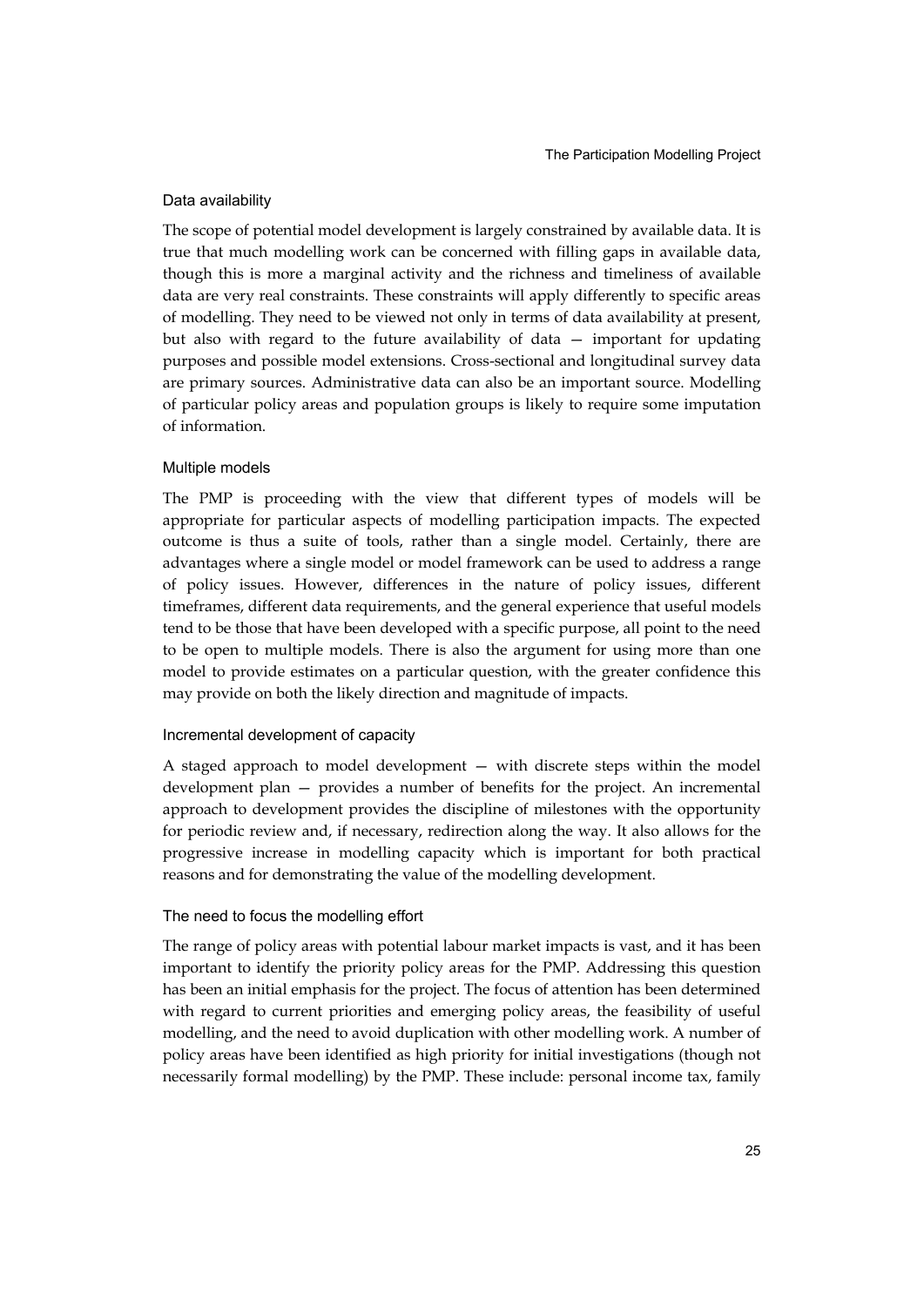### Data availability

The scope of potential model development is largely constrained by available data. It is true that much modelling work can be concerned with filling gaps in available data, though this is more a marginal activity and the richness and timeliness of available data are very real constraints. These constraints will apply differently to specific areas of modelling. They need to be viewed not only in terms of data availability at present, but also with regard to the future availability of data — important for updating purposes and possible model extensions. Cross-sectional and longitudinal survey data are primary sources. Administrative data can also be an important source. Modelling of particular policy areas and population groups is likely to require some imputation of information.

### Multiple models

The PMP is proceeding with the view that different types of models will be appropriate for particular aspects of modelling participation impacts. The expected outcome is thus a suite of tools, rather than a single model. Certainly, there are advantages where a single model or model framework can be used to address a range of policy issues. However, differences in the nature of policy issues, different timeframes, different data requirements, and the general experience that useful models tend to be those that have been developed with a specific purpose, all point to the need to be open to multiple models. There is also the argument for using more than one model to provide estimates on a particular question, with the greater confidence this may provide on both the likely direction and magnitude of impacts.

### Incremental development of capacity

A staged approach to model development — with discrete steps within the model development plan — provides a number of benefits for the project. An incremental approach to development provides the discipline of milestones with the opportunity for periodic review and, if necessary, redirection along the way. It also allows for the progressive increase in modelling capacity which is important for both practical reasons and for demonstrating the value of the modelling development.

### The need to focus the modelling effort

The range of policy areas with potential labour market impacts is vast, and it has been important to identify the priority policy areas for the PMP. Addressing this question has been an initial emphasis for the project. The focus of attention has been determined with regard to current priorities and emerging policy areas, the feasibility of useful modelling, and the need to avoid duplication with other modelling work. A number of policy areas have been identified as high priority for initial investigations (though not necessarily formal modelling) by the PMP. These include: personal income tax, family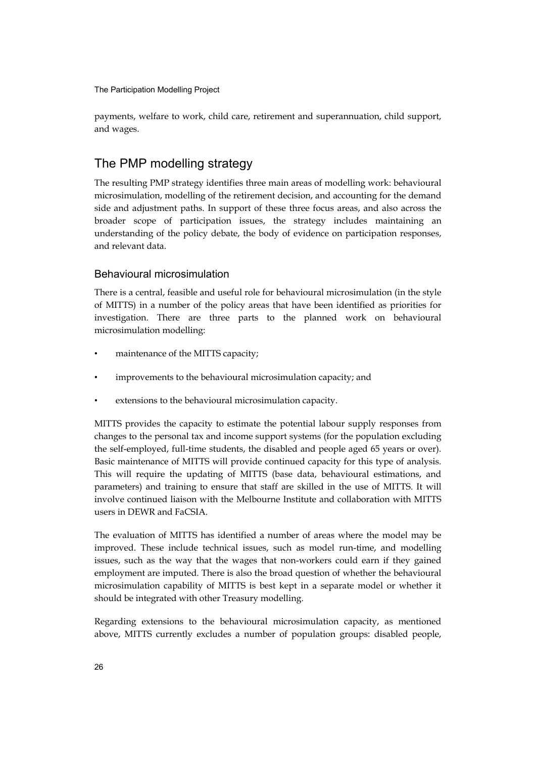payments, welfare to work, child care, retirement and superannuation, child support, and wages.

## The PMP modelling strategy

The resulting PMP strategy identifies three main areas of modelling work: behavioural microsimulation, modelling of the retirement decision, and accounting for the demand side and adjustment paths. In support of these three focus areas, and also across the broader scope of participation issues, the strategy includes maintaining an understanding of the policy debate, the body of evidence on participation responses, and relevant data.

### Behavioural microsimulation

There is a central, feasible and useful role for behavioural microsimulation (in the style of MITTS) in a number of the policy areas that have been identified as priorities for investigation. There are three parts to the planned work on behavioural microsimulation modelling:

- maintenance of the MITTS capacity;
- improvements to the behavioural microsimulation capacity; and
- extensions to the behavioural microsimulation capacity.

MITTS provides the capacity to estimate the potential labour supply responses from changes to the personal tax and income support systems (for the population excluding the self-employed, full-time students, the disabled and people aged 65 years or over). Basic maintenance of MITTS will provide continued capacity for this type of analysis. This will require the updating of MITTS (base data, behavioural estimations, and parameters) and training to ensure that staff are skilled in the use of MITTS. It will involve continued liaison with the Melbourne Institute and collaboration with MITTS users in DEWR and FaCSIA.

The evaluation of MITTS has identified a number of areas where the model may be improved. These include technical issues, such as model run-time, and modelling issues, such as the way that the wages that non-workers could earn if they gained employment are imputed. There is also the broad question of whether the behavioural microsimulation capability of MITTS is best kept in a separate model or whether it should be integrated with other Treasury modelling.

Regarding extensions to the behavioural microsimulation capacity, as mentioned above, MITTS currently excludes a number of population groups: disabled people,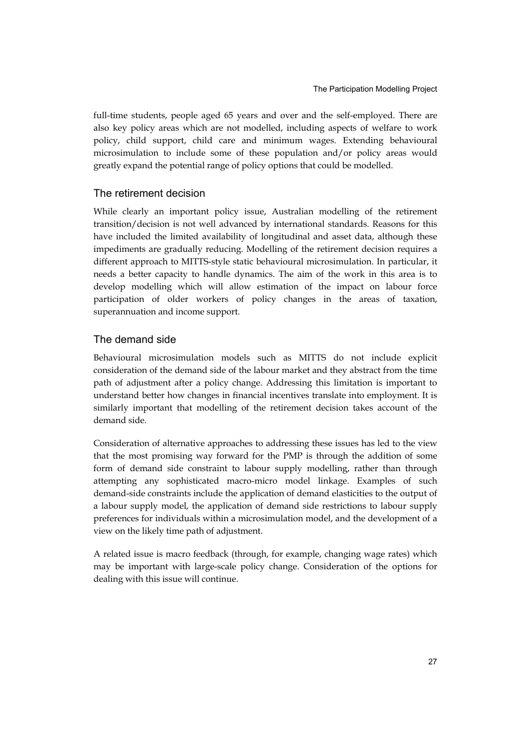full-time students, people aged 65 years and over and the self-employed. There are also key policy areas which are not modelled, including aspects of welfare to work policy, child support, child care and minimum wages. Extending behavioural microsimulation to include some of these population and/or policy areas would greatly expand the potential range of policy options that could be modelled.

## The retirement decision

While clearly an important policy issue, Australian modelling of the retirement transition/decision is not well advanced by international standards. Reasons for this have included the limited availability of longitudinal and asset data, although these impediments are gradually reducing. Modelling of the retirement decision requires a different approach to MITTS-style static behavioural microsimulation. In particular, it needs a better capacity to handle dynamics. The aim of the work in this area is to develop modelling which will allow estimation of the impact on labour force participation of older workers of policy changes in the areas of taxation, superannuation and income support.

## The demand side

Behavioural microsimulation models such as MITTS do not include explicit consideration of the demand side of the labour market and they abstract from the time path of adjustment after a policy change. Addressing this limitation is important to understand better how changes in financial incentives translate into employment. It is similarly important that modelling of the retirement decision takes account of the demand side.

Consideration of alternative approaches to addressing these issues has led to the view that the most promising way forward for the PMP is through the addition of some form of demand side constraint to labour supply modelling, rather than through attempting any sophisticated macro-micro model linkage. Examples of such demand-side constraints include the application of demand elasticities to the output of a labour supply model, the application of demand side restrictions to labour supply preferences for individuals within a microsimulation model, and the development of a view on the likely time path of adjustment.

A related issue is macro feedback (through, for example, changing wage rates) which may be important with large-scale policy change. Consideration of the options for dealing with this issue will continue.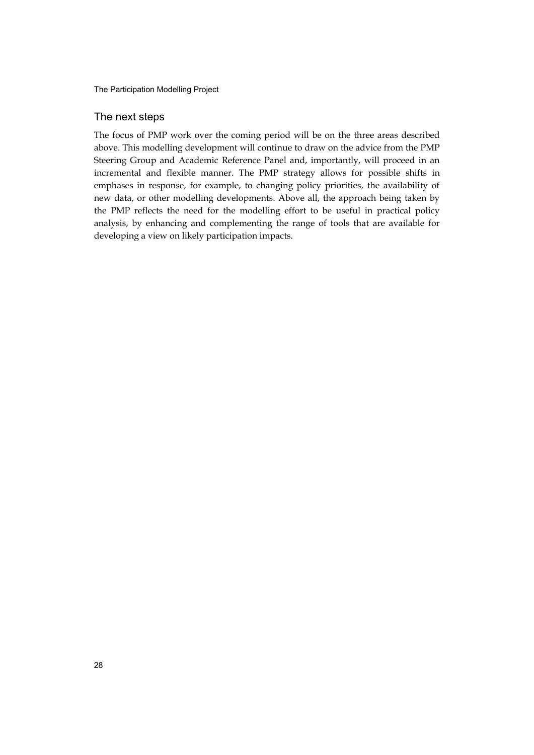## The next steps

The focus of PMP work over the coming period will be on the three areas described above. This modelling development will continue to draw on the advice from the PMP Steering Group and Academic Reference Panel and, importantly, will proceed in an incremental and flexible manner. The PMP strategy allows for possible shifts in emphases in response, for example, to changing policy priorities, the availability of new data, or other modelling developments. Above all, the approach being taken by the PMP reflects the need for the modelling effort to be useful in practical policy analysis, by enhancing and complementing the range of tools that are available for developing a view on likely participation impacts.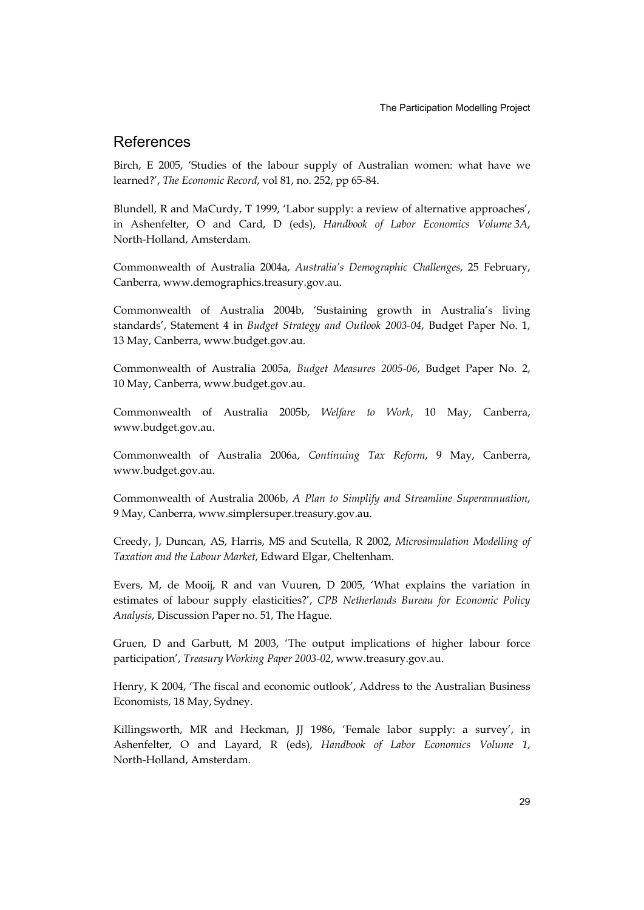## References

Birch, E 2005, 'Studies of the labour supply of Australian women: what have we learned?', *The Economic Record*, vol 81, no. 252, pp 65-84.

Blundell, R and MaCurdy, T 1999, 'Labor supply: a review of alternative approaches', in Ashenfelter, O and Card, D (eds), *Handbook of Labor Economics Volume 3A*, North-Holland, Amsterdam.

Commonwealth of Australia 2004a, *Australia's Demographic Challenges*, 25 February, Canberra, www.demographics.treasury.gov.au.

Commonwealth of Australia 2004b, 'Sustaining growth in Australia's living standards', Statement 4 in *Budget Strategy and Outlook 2003-04*, Budget Paper No. 1, 13 May, Canberra, www.budget.gov.au.

Commonwealth of Australia 2005a, *Budget Measures 2005-06*, Budget Paper No. 2, 10 May, Canberra, www.budget.gov.au.

Commonwealth of Australia 2005b, *Welfare to Work*, 10 May, Canberra, www.budget.gov.au.

Commonwealth of Australia 2006a, *Continuing Tax Reform*, 9 May, Canberra, www.budget.gov.au.

Commonwealth of Australia 2006b, *A Plan to Simplify and Streamline Superannuation*, 9 May, Canberra, www.simplersuper.treasury.gov.au.

Creedy, J, Duncan, AS, Harris, MS and Scutella, R 2002, *Microsimulation Modelling of Taxation and the Labour Market*, Edward Elgar, Cheltenham.

Evers, M, de Mooij, R and van Vuuren, D 2005, 'What explains the variation in estimates of labour supply elasticities?', *CPB Netherlands Bureau for Economic Policy Analysis*, Discussion Paper no. 51, The Hague.

Gruen, D and Garbutt, M 2003, 'The output implications of higher labour force participation', *Treasury Working Paper 2003-02*, www.treasury.gov.au.

Henry, K 2004, 'The fiscal and economic outlook', Address to the Australian Business Economists, 18 May, Sydney.

Killingsworth, MR and Heckman, JJ 1986, 'Female labor supply: a survey', in Ashenfelter, O and Layard, R (eds), *Handbook of Labor Economics Volume 1*, North-Holland, Amsterdam.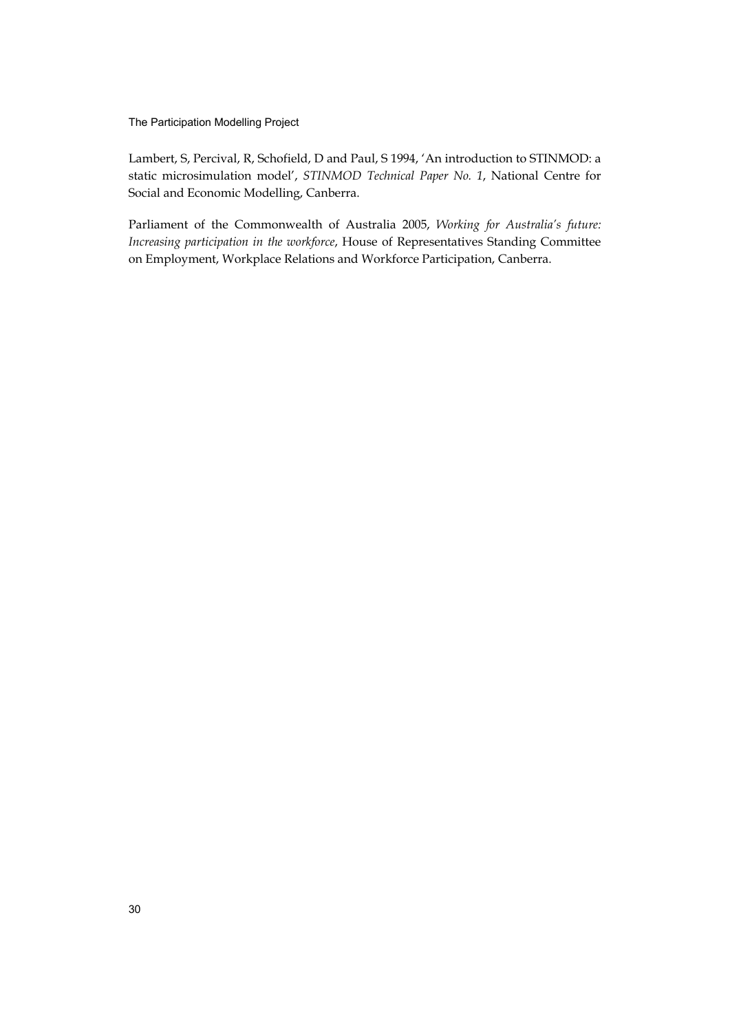Lambert, S, Percival, R, Schofield, D and Paul, S 1994, 'An introduction to STINMOD: a static microsimulation model', *STINMOD Technical Paper No. 1*, National Centre for Social and Economic Modelling, Canberra.

Parliament of the Commonwealth of Australia 2005, *Working for Australia's future: Increasing participation in the workforce*, House of Representatives Standing Committee on Employment, Workplace Relations and Workforce Participation, Canberra.